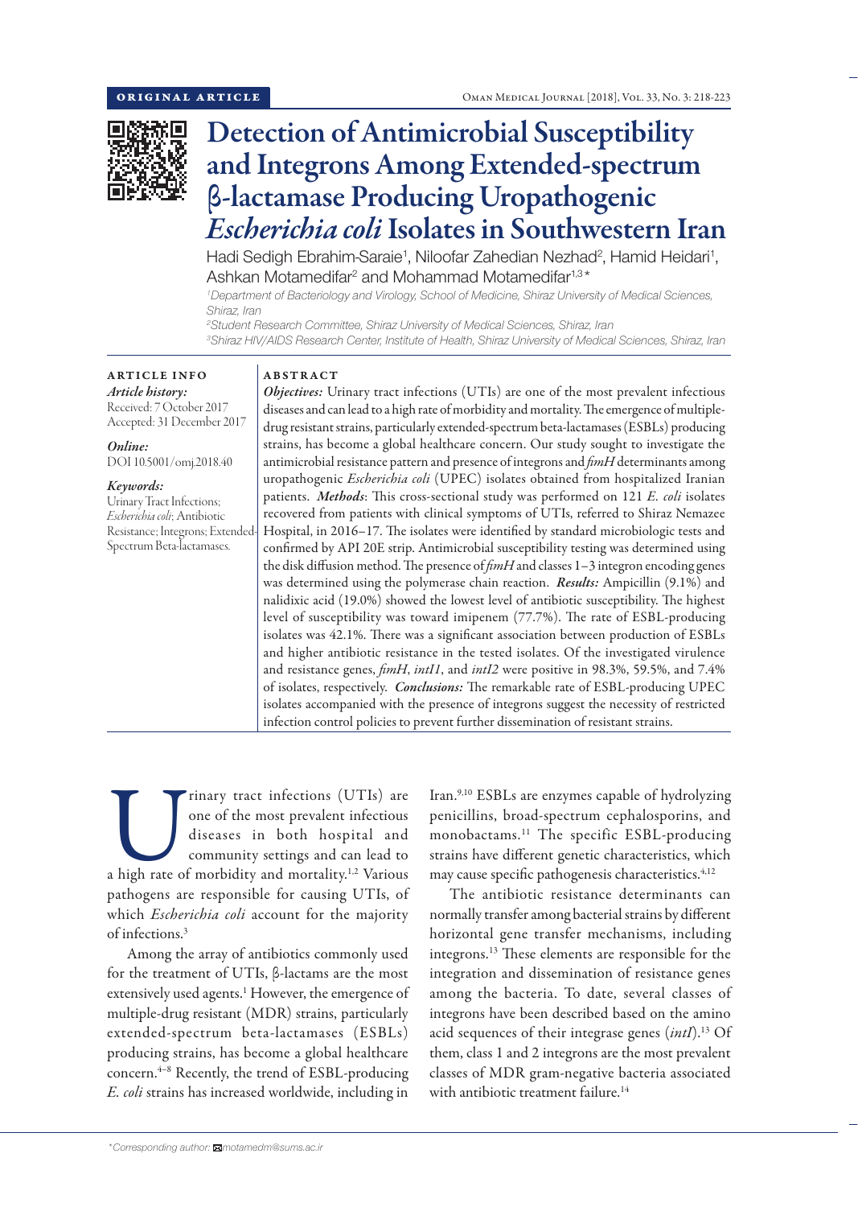ORIGINAL ARTICLE

# Detection of Antimicrobial Susceptibility and Integrons Among Extended-spectrum β-lactamase Producing Uropathogenic *Escherichia coli* Isolates in Southwestern Iran

Hadi Sedigh Ebrahim-Saraie[1], Niloofar Zahedian Nezhad[2], Hamid Heidari[1], Ashkan Motamedifar[2] and Mohammad Motamedifar[1,3]*

[1]Department of Bacteriology and Virology, School of Medicine, Shiraz University of Medical Sciences, Shiraz, Iran

[2]Student Research Committee, Shiraz University of Medical Sciences, Shiraz, Iran

[3]Shiraz HIV/AIDS Research Center, Institute of Health, Shiraz University of Medical Sciences, Shiraz, Iran

## ARTICLE INFO

*Article history:*
Received: 7 October 2017
Accepted: 31 December 2017

*Online:*
DOI 10.5001/omj.2018.40

*Keywords:*
Urinary Tract Infections; *Escherichia coli*; Antibiotic Resistance; Integrons; Extended-Spectrum Beta-lactamases.

## ABSTRACT

***Objectives:*** Urinary tract infections (UTIs) are one of the most prevalent infectious diseases and can lead to a high rate of morbidity and mortality. The emergence of multiple-drug resistant strains, particularly extended-spectrum beta-lactamases (ESBLs) producing strains, has become a global healthcare concern. Our study sought to investigate the antimicrobial resistance pattern and presence of integrons and *fimH* determinants among uropathogenic *Escherichia coli* (UPEC) isolates obtained from hospitalized Iranian patients. ***Methods***: This cross-sectional study was performed on 121 *E. coli* isolates recovered from patients with clinical symptoms of UTIs, referred to Shiraz Nemazee Hospital, in 2016–17. The isolates were identified by standard microbiologic tests and confirmed by API 20E strip. Antimicrobial susceptibility testing was determined using the disk diffusion method. The presence of *fimH* and classes 1–3 integron encoding genes was determined using the polymerase chain reaction. ***Results:*** Ampicillin (9.1%) and nalidixic acid (19.0%) showed the lowest level of antibiotic susceptibility. The highest level of susceptibility was toward imipenem (77.7%). The rate of ESBL-producing isolates was 42.1%. There was a significant association between production of ESBLs and higher antibiotic resistance in the tested isolates. Of the investigated virulence and resistance genes, *fimH*, *intI1*, and *intI2* were positive in 98.3%, 59.5%, and 7.4% of isolates, respectively. ***Conclusions:*** The remarkable rate of ESBL-producing UPEC isolates accompanied with the presence of integrons suggest the necessity of restricted infection control policies to prevent further dissemination of resistant strains.

Urinary tract infections (UTIs) are one of the most prevalent infectious diseases in both hospital and community settings and can lead to a high rate of morbidity and mortality.[1,2] Various pathogens are responsible for causing UTIs, of which *Escherichia coli* account for the majority of infections.[3]

Among the array of antibiotics commonly used for the treatment of UTIs, β-lactams are the most extensively used agents.[1] However, the emergence of multiple-drug resistant (MDR) strains, particularly extended-spectrum beta-lactamases (ESBLs) producing strains, has become a global healthcare concern.[4–8] Recently, the trend of ESBL-producing *E. coli* strains has increased worldwide, including in Iran.[9,10] ESBLs are enzymes capable of hydrolyzing penicillins, broad-spectrum cephalosporins, and monobactams.[11] The specific ESBL-producing strains have different genetic characteristics, which may cause specific pathogenesis characteristics.[4,12]

The antibiotic resistance determinants can normally transfer among bacterial strains by different horizontal gene transfer mechanisms, including integrons.[13] These elements are responsible for the integration and dissemination of resistance genes among the bacteria. To date, several classes of integrons have been described based on the amino acid sequences of their integrase genes (*intI*).[13] Of them, class 1 and 2 integrons are the most prevalent classes of MDR gram-negative bacteria associated with antibiotic treatment failure.[14]

*Corresponding author: motamedm@sums.ac.ir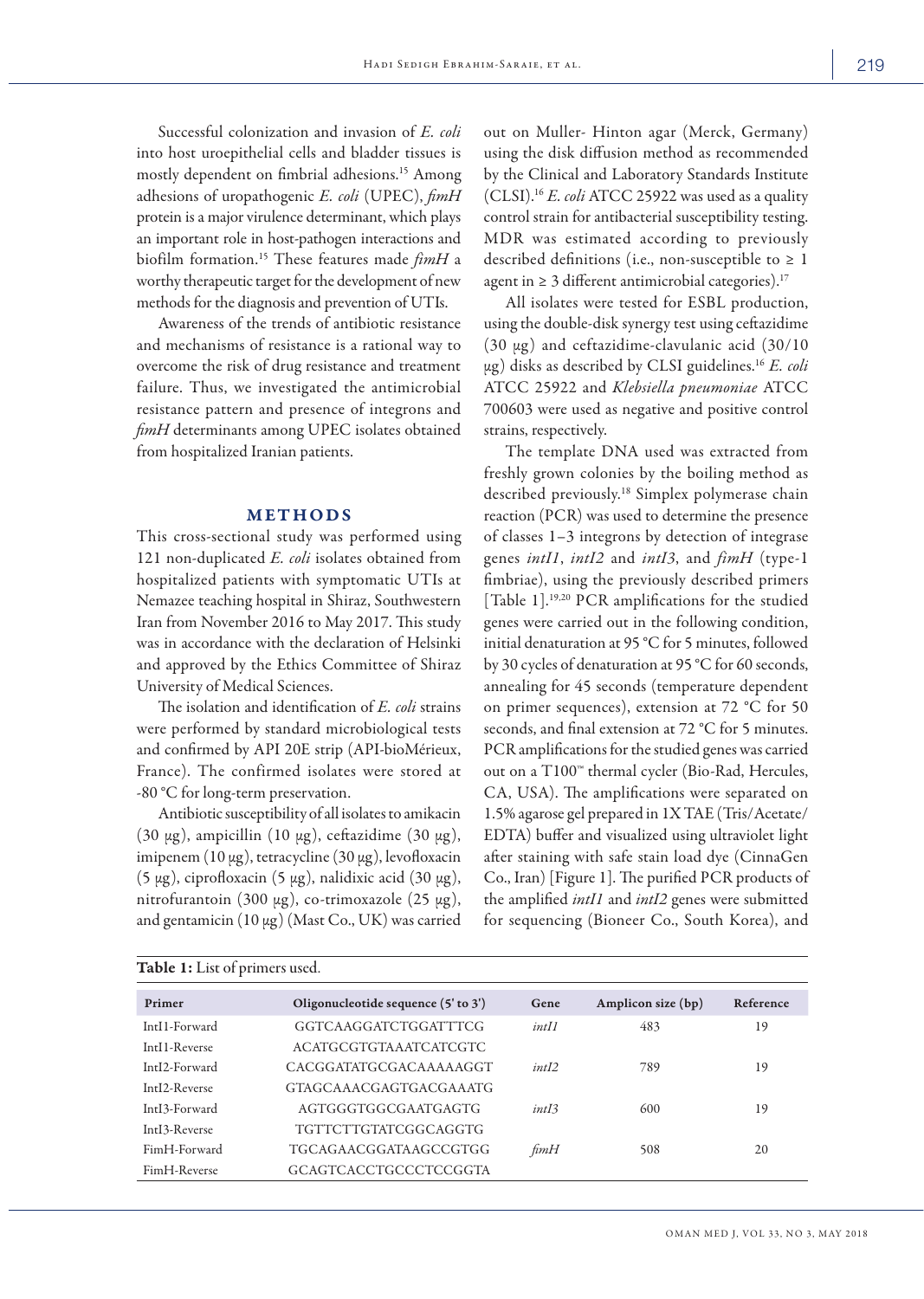Successful colonization and invasion of *E. coli* into host uroepithelial cells and bladder tissues is mostly dependent on fimbrial adhesions.[15] Among adhesions of uropathogenic *E. coli* (UPEC), *fimH* protein is a major virulence determinant, which plays an important role in host-pathogen interactions and biofilm formation.[15] These features made *fimH* a worthy therapeutic target for the development of new methods for the diagnosis and prevention of UTIs.

Awareness of the trends of antibiotic resistance and mechanisms of resistance is a rational way to overcome the risk of drug resistance and treatment failure. Thus, we investigated the antimicrobial resistance pattern and presence of integrons and *fimH* determinants among UPEC isolates obtained from hospitalized Iranian patients.

## METHODS

This cross-sectional study was performed using 121 non-duplicated *E. coli* isolates obtained from hospitalized patients with symptomatic UTIs at Nemazee teaching hospital in Shiraz, Southwestern Iran from November 2016 to May 2017. This study was in accordance with the declaration of Helsinki and approved by the Ethics Committee of Shiraz University of Medical Sciences.

The isolation and identification of *E. coli* strains were performed by standard microbiological tests and confirmed by API 20E strip (API-bioMérieux, France). The confirmed isolates were stored at -80 °C for long-term preservation.

Antibiotic susceptibility of all isolates to amikacin (30 μg), ampicillin (10 μg), ceftazidime (30 μg), imipenem (10 μg), tetracycline (30 μg), levofloxacin (5 μg), ciprofloxacin (5 μg), nalidixic acid (30 μg), nitrofurantoin (300 μg), co-trimoxazole (25 μg), and gentamicin (10 μg) (Mast Co., UK) was carried out on Muller- Hinton agar (Merck, Germany) using the disk diffusion method as recommended by the Clinical and Laboratory Standards Institute (CLSI).[16] *E. coli* ATCC 25922 was used as a quality control strain for antibacterial susceptibility testing. MDR was estimated according to previously described definitions (i.e., non-susceptible to ≥ 1 agent in ≥ 3 different antimicrobial categories).[17]

All isolates were tested for ESBL production, using the double-disk synergy test using ceftazidime (30 μg) and ceftazidime-clavulanic acid (30/10 μg) disks as described by CLSI guidelines.[16] *E. coli* ATCC 25922 and *Klebsiella pneumoniae* ATCC 700603 were used as negative and positive control strains, respectively.

The template DNA used was extracted from freshly grown colonies by the boiling method as described previously.[18] Simplex polymerase chain reaction (PCR) was used to determine the presence of classes 1–3 integrons by detection of integrase genes *intI1*, *intI2* and *intI3*, and *fimH* (type-1 fimbriae), using the previously described primers [Table 1].[19,20] PCR amplifications for the studied genes were carried out in the following condition, initial denaturation at 95 °C for 5 minutes, followed by 30 cycles of denaturation at 95 °C for 60 seconds, annealing for 45 seconds (temperature dependent on primer sequences), extension at 72 °C for 50 seconds, and final extension at 72 °C for 5 minutes. PCR amplifications for the studied genes was carried out on a T100™ thermal cycler (Bio-Rad, Hercules, CA, USA). The amplifications were separated on 1.5% agarose gel prepared in 1X TAE (Tris/Acetate/EDTA) buffer and visualized using ultraviolet light after staining with safe stain load dye (CinnaGen Co., Iran) [Figure 1]. The purified PCR products of the amplified *intI1* and *intI2* genes were submitted for sequencing (Bioneer Co., South Korea), and

**Table 1:** List of primers used.

| Primer | Oligonucleotide sequence (5' to 3') | Gene | Amplicon size (bp) | Reference |
|---|---|---|---|---|
| IntI1-Forward | GGTCAAGGATCTGGATTTCG | *intI1* | 483 | 19 |
| IntI1-Reverse | ACATGCGTGTAAATCATCGTC | | | |
| IntI2-Forward | CACGGATATGCGACAAAAAGGT | *intI2* | 789 | 19 |
| IntI2-Reverse | GTAGCAAACGAGTGACGAAATG | | | |
| IntI3-Forward | AGTGGGTGGCGAATGAGTG | *intI3* | 600 | 19 |
| IntI3-Reverse | TGTTCTTGTATCGGCAGGTG | | | |
| FimH-Forward | TGCAGAACGGATAAGCCGTGG | *fimH* | 508 | 20 |
| FimH-Reverse | GCAGTCACCTGCCCTCCGGTA | | | |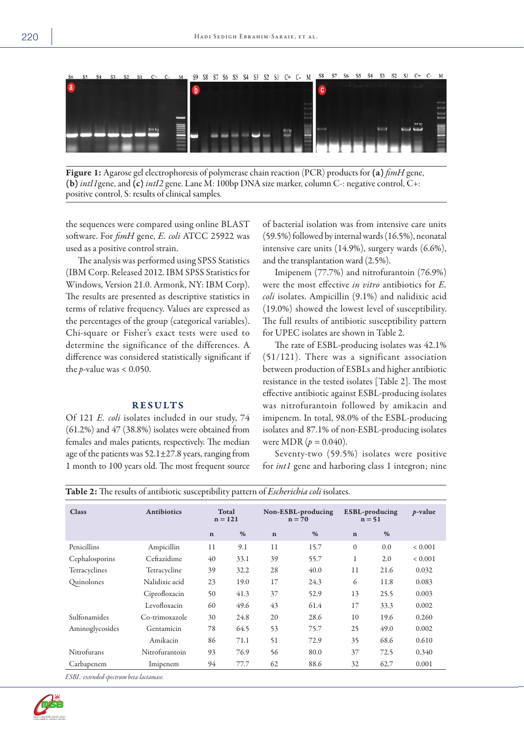Figure 1: Agarose gel electrophoresis of polymerase chain reaction (PCR) products for **(a)** *fimH* gene, **(b)** *intI1*gene, and **(c)** *intI2* gene. Lane M: 100bp DNA size marker, column C-: negative control, C+: positive control, S: results of clinical samples.

the sequences were compared using online BLAST software. For *fimH* gene, *E. coli* ATCC 25922 was used as a positive control strain.

The analysis was performed using SPSS Statistics (IBM Corp. Released 2012. IBM SPSS Statistics for Windows, Version 21.0. Armonk, NY: IBM Corp). The results are presented as descriptive statistics in terms of relative frequency. Values are expressed as the percentages of the group (categorical variables). Chi-square or Fisher's exact tests were used to determine the significance of the differences. A difference was considered statistically significant if the *p*-value was < 0.050.

## RESULTS

Of 121 *E. coli* isolates included in our study, 74 (61.2%) and 47 (38.8%) isolates were obtained from females and males patients, respectively. The median age of the patients was 52.1±27.8 years, ranging from 1 month to 100 years old. The most frequent source of bacterial isolation was from intensive care units (59.5%) followed by internal wards (16.5%), neonatal intensive care units (14.9%), surgery wards (6.6%), and the transplantation ward (2.5%).

Imipenem (77.7%) and nitrofurantoin (76.9%) were the most effective *in vitro* antibiotics for *E. coli* isolates. Ampicillin (9.1%) and nalidixic acid (19.0%) showed the lowest level of susceptibility. The full results of antibiotic susceptibility pattern for UPEC isolates are shown in Table 2.

The rate of ESBL-producing isolates was 42.1% (51/121). There was a significant association between production of ESBLs and higher antibiotic resistance in the tested isolates [Table 2]. The most effective antibiotic against ESBL-producing isolates was nitrofurantoin followed by amikacin and imipenem. In total, 98.0% of the ESBL-producing isolates and 87.1% of non-ESBL-producing isolates were MDR ($p = 0.040$).

Seventy-two (59.5%) isolates were positive for *int1* gene and harboring class 1 integron; nine

**Table 2:** The results of antibiotic susceptibility pattern of *Escherichia coli* isolates.

| Class | Antibiotics | Total n = 121 | | Non-ESBL-producing n = 70 | | ESBL-producing n = 51 | | *p*-value |
|---|---|---|---|---|---|---|---|---|
| | | n | % | n | % | n | % | |
| Penicillins | Ampicillin | 11 | 9.1 | 11 | 15.7 | 0 | 0.0 | < 0.001 |
| Cephalosporins | Ceftazidime | 40 | 33.1 | 39 | 55.7 | 1 | 2.0 | < 0.001 |
| Tetracyclines | Tetracycline | 39 | 32.2 | 28 | 40.0 | 11 | 21.6 | 0.032 |
| Quinolones | Nalidixic acid | 23 | 19.0 | 17 | 24.3 | 6 | 11.8 | 0.083 |
| | Ciprofloxacin | 50 | 41.3 | 37 | 52.9 | 13 | 25.5 | 0.003 |
| | Levofloxacin | 60 | 49.6 | 43 | 61.4 | 17 | 33.3 | 0.002 |
| Sulfonamides | Co-trimoxazole | 30 | 24.8 | 20 | 28.6 | 10 | 19.6 | 0.260 |
| Aminoglycosides | Gentamicin | 78 | 64.5 | 53 | 75.7 | 25 | 49.0 | 0.002 |
| | Amikacin | 86 | 71.1 | 51 | 72.9 | 35 | 68.6 | 0.610 |
| Nitrofurans | Nitrofurantoin | 93 | 76.9 | 56 | 80.0 | 37 | 72.5 | 0.340 |
| Carbapenem | Imipenem | 94 | 77.7 | 62 | 88.6 | 32 | 62.7 | 0.001 |

*ESBL: extended-spectrum beta-lactamase.*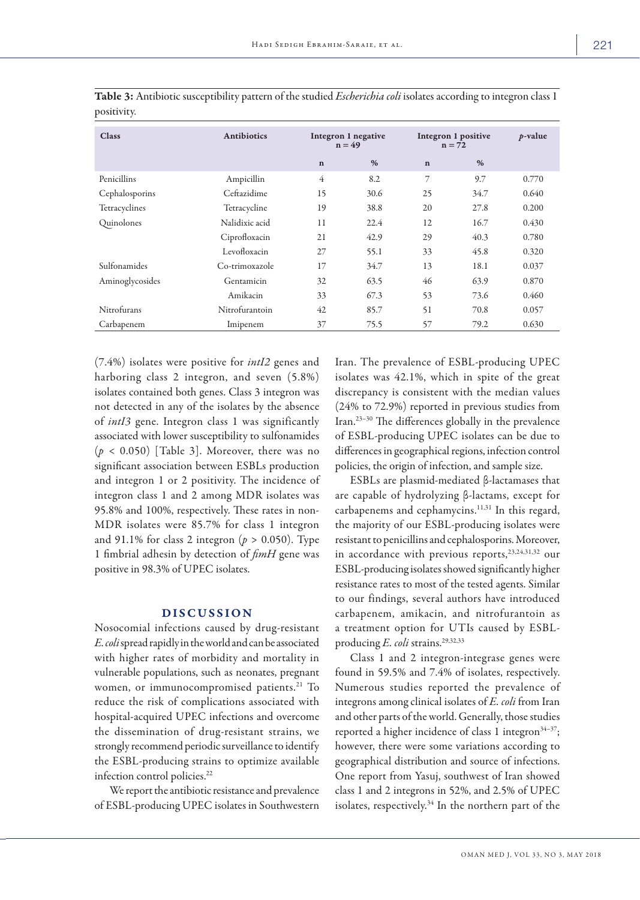**Table 3:** Antibiotic susceptibility pattern of the studied *Escherichia coli* isolates according to integron class 1 positivity.

| Class | Antibiotics | Integron 1 negative n = 49 | | Integron 1 positive n = 72 | | *p*-value |
|---|---|---|---|---|---|---|
| | | n | % | n | % | |
| Penicillins | Ampicillin | 4 | 8.2 | 7 | 9.7 | 0.770 |
| Cephalosporins | Ceftazidime | 15 | 30.6 | 25 | 34.7 | 0.640 |
| Tetracyclines | Tetracycline | 19 | 38.8 | 20 | 27.8 | 0.200 |
| Quinolones | Nalidixic acid | 11 | 22.4 | 12 | 16.7 | 0.430 |
| | Ciprofloxacin | 21 | 42.9 | 29 | 40.3 | 0.780 |
| | Levofloxacin | 27 | 55.1 | 33 | 45.8 | 0.320 |
| Sulfonamides | Co-trimoxazole | 17 | 34.7 | 13 | 18.1 | 0.037 |
| Aminoglycosides | Gentamicin | 32 | 63.5 | 46 | 63.9 | 0.870 |
| | Amikacin | 33 | 67.3 | 53 | 73.6 | 0.460 |
| Nitrofurans | Nitrofurantoin | 42 | 85.7 | 51 | 70.8 | 0.057 |
| Carbapenem | Imipenem | 37 | 75.5 | 57 | 79.2 | 0.630 |

(7.4%) isolates were positive for *intI2* genes and harboring class 2 integron, and seven (5.8%) isolates contained both genes. Class 3 integron was not detected in any of the isolates by the absence of *intI3* gene. Integron class 1 was significantly associated with lower susceptibility to sulfonamides ($p < 0.050$) [Table 3]. Moreover, there was no significant association between ESBLs production and integron 1 or 2 positivity. The incidence of integron class 1 and 2 among MDR isolates was 95.8% and 100%, respectively. These rates in non-MDR isolates were 85.7% for class 1 integron and 91.1% for class 2 integron ($p > 0.050$). Type 1 fimbrial adhesin by detection of *fimH* gene was positive in 98.3% of UPEC isolates.

## DISCUSSION

Nosocomial infections caused by drug-resistant *E. coli* spread rapidly in the world and can be associated with higher rates of morbidity and mortality in vulnerable populations, such as neonates, pregnant women, or immunocompromised patients.[21] To reduce the risk of complications associated with hospital-acquired UPEC infections and overcome the dissemination of drug-resistant strains, we strongly recommend periodic surveillance to identify the ESBL-producing strains to optimize available infection control policies.[22]

We report the antibiotic resistance and prevalence of ESBL-producing UPEC isolates in Southwestern Iran. The prevalence of ESBL-producing UPEC isolates was 42.1%, which in spite of the great discrepancy is consistent with the median values (24% to 72.9%) reported in previous studies from Iran.[23–30] The differences globally in the prevalence of ESBL-producing UPEC isolates can be due to differences in geographical regions, infection control policies, the origin of infection, and sample size.

ESBLs are plasmid-mediated β-lactamases that are capable of hydrolyzing β-lactams, except for carbapenems and cephamycins.[11,31] In this regard, the majority of our ESBL-producing isolates were resistant to penicillins and cephalosporins. Moreover, in accordance with previous reports,[23,24,31,32] our ESBL-producing isolates showed significantly higher resistance rates to most of the tested agents. Similar to our findings, several authors have introduced carbapenem, amikacin, and nitrofurantoin as a treatment option for UTIs caused by ESBL-producing *E. coli* strains.[29,32,33]

Class 1 and 2 integron-integrase genes were found in 59.5% and 7.4% of isolates, respectively. Numerous studies reported the prevalence of integrons among clinical isolates of *E. coli* from Iran and other parts of the world. Generally, those studies reported a higher incidence of class 1 integron[34–37]; however, there were some variations according to geographical distribution and source of infections. One report from Yasuj, southwest of Iran showed class 1 and 2 integrons in 52%, and 2.5% of UPEC isolates, respectively.[34] In the northern part of the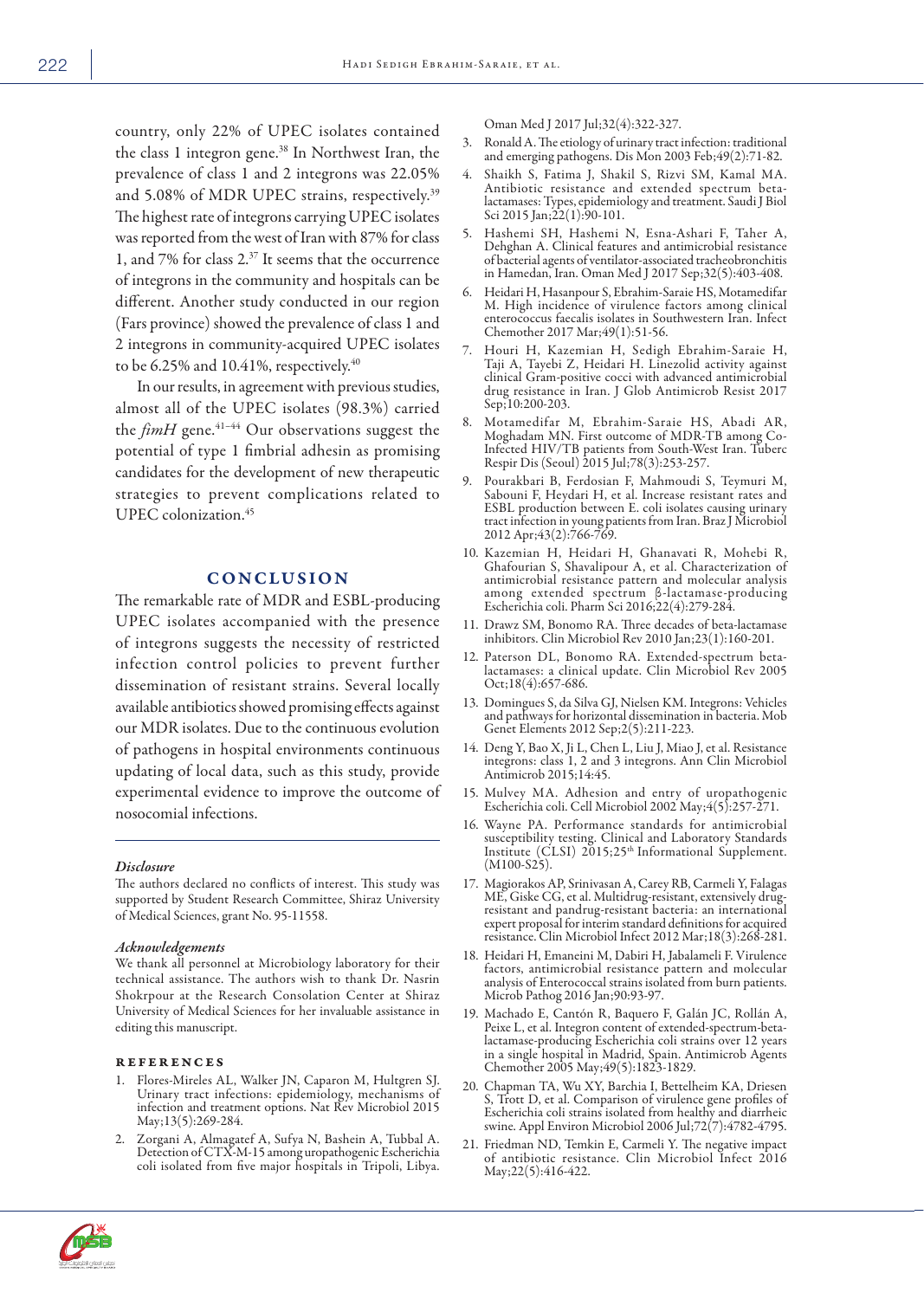country, only 22% of UPEC isolates contained the class 1 integron gene.[38] In Northwest Iran, the prevalence of class 1 and 2 integrons was 22.05% and 5.08% of MDR UPEC strains, respectively.[39] The highest rate of integrons carrying UPEC isolates was reported from the west of Iran with 87% for class 1, and 7% for class 2.[37] It seems that the occurrence of integrons in the community and hospitals can be different. Another study conducted in our region (Fars province) showed the prevalence of class 1 and 2 integrons in community-acquired UPEC isolates to be 6.25% and 10.41%, respectively.[40]

In our results, in agreement with previous studies, almost all of the UPEC isolates (98.3%) carried the *fimH* gene.[41–44] Our observations suggest the potential of type 1 fimbrial adhesin as promising candidates for the development of new therapeutic strategies to prevent complications related to UPEC colonization.[45]

## CONCLUSION

The remarkable rate of MDR and ESBL-producing UPEC isolates accompanied with the presence of integrons suggests the necessity of restricted infection control policies to prevent further dissemination of resistant strains. Several locally available antibiotics showed promising effects against our MDR isolates. Due to the continuous evolution of pathogens in hospital environments continuous updating of local data, such as this study, provide experimental evidence to improve the outcome of nosocomial infections.

### *Disclosure*

The authors declared no conflicts of interest. This study was supported by Student Research Committee, Shiraz University of Medical Sciences, grant No. 95-11558.

### *Acknowledgements*

We thank all personnel at Microbiology laboratory for their technical assistance. The authors wish to thank Dr. Nasrin Shokrpour at the Research Consolation Center at Shiraz University of Medical Sciences for her invaluable assistance in editing this manuscript.

### REFERENCES

1. Flores-Mireles AL, Walker JN, Caparon M, Hultgren SJ. Urinary tract infections: epidemiology, mechanisms of infection and treatment options. Nat Rev Microbiol 2015 May;13(5):269-284.
2. Zorgani A, Almagatef A, Sufya N, Bashein A, Tubbal A. Detection of CTX-M-15 among uropathogenic Escherichia coli isolated from five major hospitals in Tripoli, Libya. Oman Med J 2017 Jul;32(4):322-327.
3. Ronald A. The etiology of urinary tract infection: traditional and emerging pathogens. Dis Mon 2003 Feb;49(2):71-82.
4. Shaikh S, Fatima J, Shakil S, Rizvi SM, Kamal MA. Antibiotic resistance and extended spectrum beta-lactamases: Types, epidemiology and treatment. Saudi J Biol Sci 2015 Jan;22(1):90-101.
5. Hashemi SH, Hashemi N, Esna-Ashari F, Taher A, Dehghan A. Clinical features and antimicrobial resistance of bacterial agents of ventilator-associated tracheobronchitis in Hamedan, Iran. Oman Med J 2017 Sep;32(5):403-408.
6. Heidari H, Hasanpour S, Ebrahim-Saraie HS, Motamedifar M. High incidence of virulence factors among clinical enterococcus faecalis isolates in Southwestern Iran. Infect Chemother 2017 Mar;49(1):51-56.
7. Houri H, Kazemian H, Sedigh Ebrahim-Saraie H, Taji A, Tayebi Z, Heidari H. Linezolid activity against clinical Gram-positive cocci with advanced antimicrobial drug resistance in Iran. J Glob Antimicrob Resist 2017 Sep;10:200-203.
8. Motamedifar M, Ebrahim-Saraie HS, Abadi AR, Moghadam MN. First outcome of MDR-TB among Co-Infected HIV/TB patients from South-West Iran. Tuberc Respir Dis (Seoul) 2015 Jul;78(3):253-257.
9. Pourakbari B, Ferdosian F, Mahmoudi S, Teymuri M, Sabouni F, Heydari H, et al. Increase resistant rates and ESBL production between E. coli isolates causing urinary tract infection in young patients from Iran. Braz J Microbiol 2012 Apr;43(2):766-769.
10. Kazemian H, Heidari H, Ghanavati R, Mohebi R, Ghafourian S, Shavalipour A, et al. Characterization of antimicrobial resistance pattern and molecular analysis among extended spectrum β-lactamase-producing Escherichia coli. Pharm Sci 2016;22(4):279-284.
11. Drawz SM, Bonomo RA. Three decades of beta-lactamase inhibitors. Clin Microbiol Rev 2010 Jan;23(1):160-201.
12. Paterson DL, Bonomo RA. Extended-spectrum beta-lactamases: a clinical update. Clin Microbiol Rev 2005 Oct;18(4):657-686.
13. Domingues S, da Silva GJ, Nielsen KM. Integrons: Vehicles and pathways for horizontal dissemination in bacteria. Mob Genet Elements 2012 Sep;2(5):211-223.
14. Deng Y, Bao X, Ji L, Chen L, Liu J, Miao J, et al. Resistance integrons: class 1, 2 and 3 integrons. Ann Clin Microbiol Antimicrob 2015;14:45.
15. Mulvey MA. Adhesion and entry of uropathogenic Escherichia coli. Cell Microbiol 2002 May;4(5):257-271.
16. Wayne PA. Performance standards for antimicrobial susceptibility testing. Clinical and Laboratory Standards Institute (CLSI) 2015;25th Informational Supplement. (M100-S25).
17. Magiorakos AP, Srinivasan A, Carey RB, Carmeli Y, Falagas ME, Giske CG, et al. Multidrug-resistant, extensively drug-resistant and pandrug-resistant bacteria: an international expert proposal for interim standard definitions for acquired resistance. Clin Microbiol Infect 2012 Mar;18(3):268-281.
18. Heidari H, Emaneini M, Dabiri H, Jabalameli F. Virulence factors, antimicrobial resistance pattern and molecular analysis of Enterococcal strains isolated from burn patients. Microb Pathog 2016 Jan;90:93-97.
19. Machado E, Cantón R, Baquero F, Galán JC, Rollán A, Peixe L, et al. Integron content of extended-spectrum-beta-lactamase-producing Escherichia coli strains over 12 years in a single hospital in Madrid, Spain. Antimicrob Agents Chemother 2005 May;49(5):1823-1829.
20. Chapman TA, Wu XY, Barchia I, Bettelheim KA, Driesen S, Trott D, et al. Comparison of virulence gene profiles of Escherichia coli strains isolated from healthy and diarrheic swine. Appl Environ Microbiol 2006 Jul;72(7):4782-4795.
21. Friedman ND, Temkin E, Carmeli Y. The negative impact of antibiotic resistance. Clin Microbiol Infect 2016 May;22(5):416-422.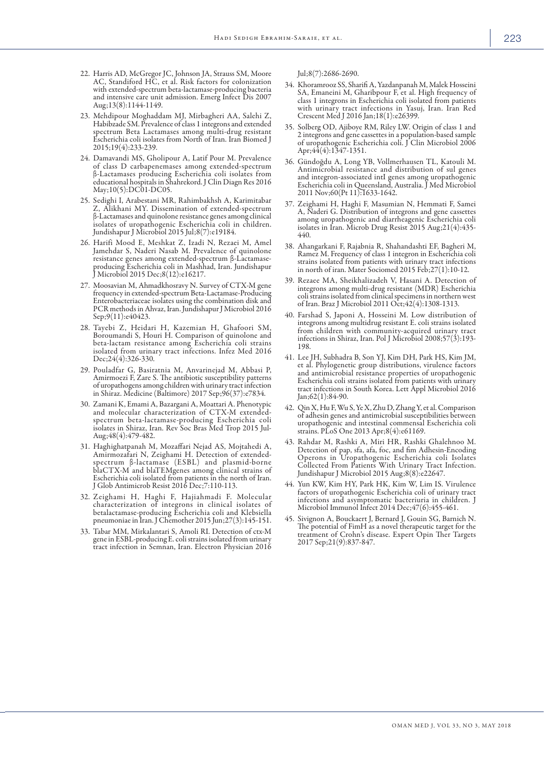22. Harris AD, McGregor JC, Johnson JA, Strauss SM, Moore AC, Standiford HC, et al. Risk factors for colonization with extended-spectrum beta-lactamase-producing bacteria and intensive care unit admission. Emerg Infect Dis 2007 Aug;13(8):1144-1149.
23. Mehdipour Moghaddam MJ, Mirbagheri AA, Salehi Z, Habibzade SM. Prevalence of class 1 integrons and extended spectrum Beta Lactamases among multi-drug resistant Escherichia coli isolates from North of Iran. Iran Biomed J 2015;19(4):233-239.
24. Damavandi MS, Gholipour A, Latif Pour M. Prevalence of class D carbapenemases among extended-spectrum β-Lactamases producing Escherichia coli isolates from educational hospitals in Shahrekord. J Clin Diagn Res 2016 May;10(5):DC01-DC05.
25. Sedighi I, Arabestani MR, Rahimbakhsh A, Karimitabar Z, Alikhani MY. Dissemination of extended-spectrum β-Lactamases and quinolone resistance genes among clinical isolates of uropathogenic Escherichia coli in children. Jundishapur J Microbiol 2015 Jul;8(7):e19184.
26. Harifi Mood E, Meshkat Z, Izadi N, Rezaei M, Amel Jamehdar S, Naderi Nasab M. Prevalence of quinolone resistance genes among extended-spectrum β-Lactamase-producing Escherichia coli in Mashhad, Iran. Jundishapur J Microbiol 2015 Dec;8(12):e16217.
27. Moosavian M, Ahmadkhosravy N. Survey of CTX-M gene frequency in extended-spectrum Beta-Lactamase-Producing Enterobacteriaceae isolates using the combination disk and PCR methods in Ahvaz, Iran. Jundishapur J Microbiol 2016 Sep;9(11):e40423.
28. Tayebi Z, Heidari H, Kazemian H, Ghafoori SM, Boroumandi S, Houri H. Comparison of quinolone and beta-lactam resistance among Escherichia coli strains isolated from urinary tract infections. Infez Med 2016 Dec;24(4):326-330.
29. Pouladfar G, Basiratnia M, Anvarinejad M, Abbasi P, Amirmoezi F, Zare S. The antibiotic susceptibility patterns of uropathogens among children with urinary tract infection in Shiraz. Medicine (Baltimore) 2017 Sep;96(37):e7834.
30. Zamani K, Emami A, Bazargani A, Moattari A. Phenotypic and molecular characterization of CTX-M extended-spectrum beta-lactamase-producing Escherichia coli isolates in Shiraz, Iran. Rev Soc Bras Med Trop 2015 Jul-Aug;48(4):479-482.
31. Haghighatpanah M, Mozaffari Nejad AS, Mojtahedi A, Amirmozafari N, Zeighami H. Detection of extended-spectrum β-lactamase (ESBL) and plasmid-borne blaCTX-M and blaTEMgenes among clinical strains of Escherichia coli isolated from patients in the north of Iran. J Glob Antimicrob Resist 2016 Dec;7:110-113.
32. Zeighami H, Haghi F, Hajiahmadi F. Molecular characterization of integrons in clinical isolates of betalactamase-producing Escherichia coli and Klebsiella pneumoniae in Iran. J Chemother 2015 Jun;27(3):145-151.
33. Tabar MM, Mirkalantari S, Amoli RI. Detection of ctx-M gene in ESBL-producing E. coli strains isolated from urinary tract infection in Semnan, Iran. Electron Physician 2016 Jul;8(7):2686-2690.
34. Khoramrooz SS, Sharifi A, Yazdanpanah M, Malek Hosseini SA, Emaneini M, Gharibpour F, et al. High frequency of class 1 integrons in Escherichia coli isolated from patients with urinary tract infections in Yasuj, Iran. Iran Red Crescent Med J 2016 Jan;18(1):e26399.
35. Solberg OD, Ajiboye RM, Riley LW. Origin of class 1 and 2 integrons and gene cassettes in a population-based sample of uropathogenic Escherichia coli. J Clin Microbiol 2006 Apr;44(4):1347-1351.
36. Gündoğdu A, Long YB, Vollmerhausen TL, Katouli M. Antimicrobial resistance and distribution of sul genes and integron-associated intI genes among uropathogenic Escherichia coli in Queensland, Australia. J Med Microbiol 2011 Nov;60(Pt 11):1633-1642.
37. Zeighami H, Haghi F, Masumian N, Hemmati F, Samei A, Naderi G. Distribution of integrons and gene cassettes among uropathogenic and diarrheagenic Escherichia coli isolates in Iran. Microb Drug Resist 2015 Aug;21(4):435-440.
38. Ahangarkani F, Rajabnia R, Shahandashti EF, Bagheri M, Ramez M. Frequency of class 1 integron in Escherichia coli strains isolated from patients with urinary tract infections in north of iran. Mater Sociomed 2015 Feb;27(1):10-12.
39. Rezaee MA, Sheikhalizadeh V, Hasani A. Detection of integrons among multi-drug resistant (MDR) Escherichia coli strains isolated from clinical specimens in northern west of Iran. Braz J Microbiol 2011 Oct;42(4):1308-1313.
40. Farshad S, Japoni A, Hosseini M. Low distribution of integrons among multidrug resistant E. coli strains isolated from children with community-acquired urinary tract infections in Shiraz, Iran. Pol J Microbiol 2008;57(3):193-198.
41. Lee JH, Subhadra B, Son YJ, Kim DH, Park HS, Kim JM, et al. Phylogenetic group distributions, virulence factors and antimicrobial resistance properties of uropathogenic Escherichia coli strains isolated from patients with urinary tract infections in South Korea. Lett Appl Microbiol 2016 Jan;62(1):84-90.
42. Qin X, Hu F, Wu S, Ye X, Zhu D, Zhang Y, et al. Comparison of adhesin genes and antimicrobial susceptibilities between uropathogenic and intestinal commensal Escherichia coli strains. PLoS One 2013 Apr;8(4):e61169.
43. Rahdar M, Rashki A, Miri HR, Rashki Ghalehnoo M. Detection of pap, sfa, afa, foc, and fim Adhesin-Encoding Operons in Uropathogenic Escherichia coli Isolates Collected From Patients With Urinary Tract Infection. Jundishapur J Microbiol 2015 Aug;8(8):e22647.
44. Yun KW, Kim HY, Park HK, Kim W, Lim IS. Virulence factors of uropathogenic Escherichia coli of urinary tract infections and asymptomatic bacteriuria in children. J Microbiol Immunol Infect 2014 Dec;47(6):455-461.
45. Sivignon A, Bouckaert J, Bernard J, Gouin SG, Barnich N. The potential of FimH as a novel therapeutic target for the treatment of Crohn's disease. Expert Opin Ther Targets 2017 Sep;21(9):837-847.